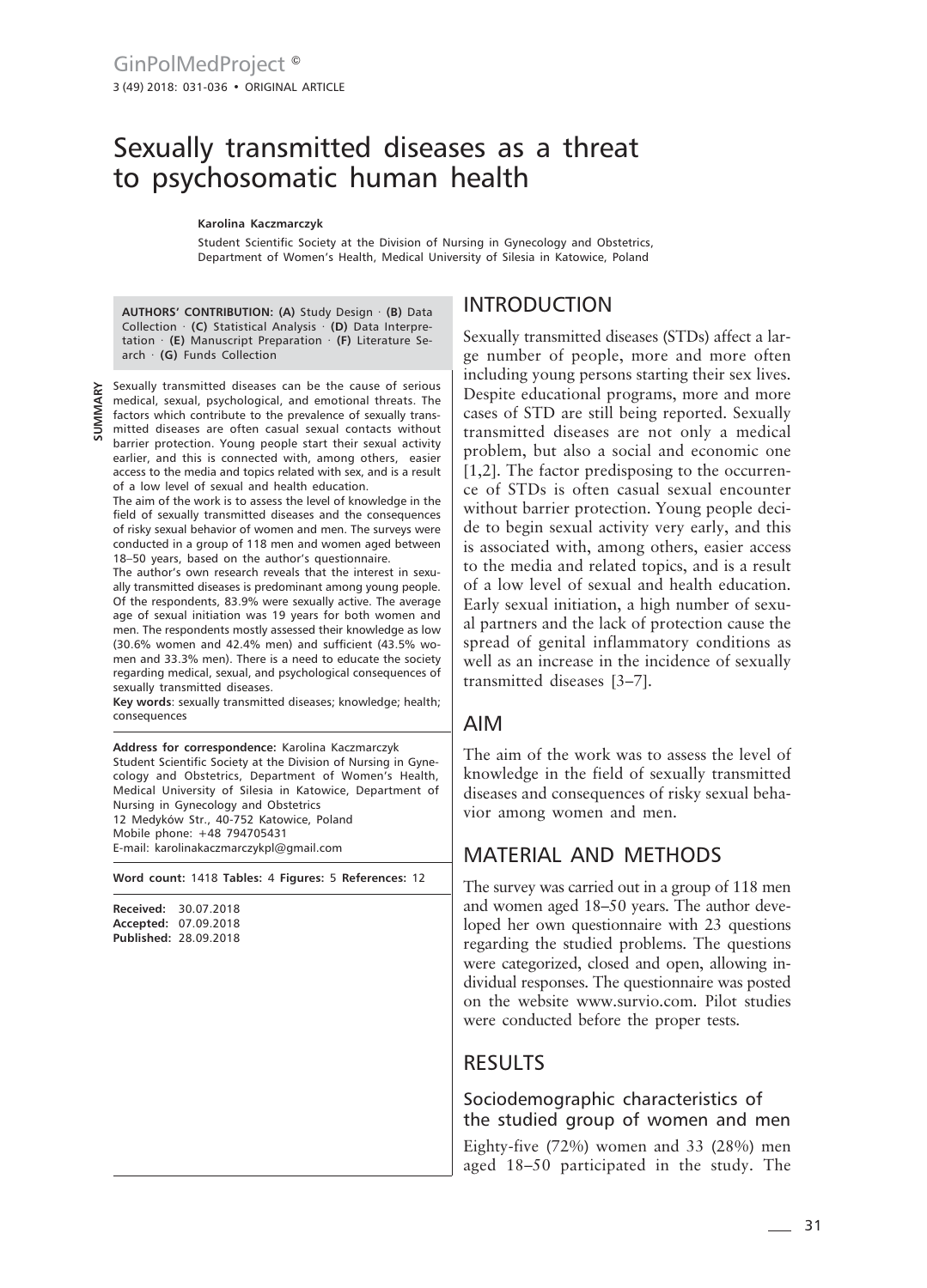# Sexually transmitted diseases as a threat to psychosomatic human health

**Karolina Kaczmarczyk**

Student Scientific Society at the Division of Nursing in Gynecology and Obstetrics, Department of Women's Health, Medical University of Silesia in Katowice, Poland

**AUTHORS' CONTRIBUTION:** **(A)** Study Design · **(B)** Data Collection · **(C)** Statistical Analysis · **(D)** Data Interpretation · **(E)** Manuscript Preparation · **(F)** Literature Search · **(G)** Funds Collection

**SUMMARY**

Sexually transmitted diseases can be the cause of serious medical, sexual, psychological, and emotional threats. The factors which contribute to the prevalence of sexually transmitted diseases are often casual sexual contacts without barrier protection. Young people start their sexual activity earlier, and this is connected with, among others, easier access to the media and topics related with sex, and is a result of a low level of sexual and health education.

The aim of the work is to assess the level of knowledge in the field of sexually transmitted diseases and the consequences of risky sexual behavior of women and men. The surveys were conducted in a group of 118 men and women aged between 18–50 years, based on the author's questionnaire.

The author's own research reveals that the interest in sexually transmitted diseases is predominant among young people. Of the respondents, 83.9% were sexually active. The average age of sexual initiation was 19 years for both women and men. The respondents mostly assessed their knowledge as low (30.6% women and 42.4% men) and sufficient (43.5% women and 33.3% men). There is a need to educate the society regarding medical, sexual, and psychological consequences of sexually transmitted diseases.

**Key words**: sexually transmitted diseases; knowledge; health; consequences

**Address for correspondence:** Karolina Kaczmarczyk
Student Scientific Society at the Division of Nursing in Gynecology and Obstetrics, Department of Women's Health, Medical University of Silesia in Katowice, Department of Nursing in Gynecology and Obstetrics
12 Medyków Str., 40-752 Katowice, Poland
Mobile phone: +48 794705431
E-mail: karolinakaczmarczykpl@gmail.com

**Word count:** 1418 **Tables:** 4 **Figures:** 5 **References:** 12

**Received:** 30.07.2018
**Accepted:** 07.09.2018
**Published:** 28.09.2018

## INTRODUCTION

Sexually transmitted diseases (STDs) affect a large number of people, more and more often including young persons starting their sex lives. Despite educational programs, more and more cases of STD are still being reported. Sexually transmitted diseases are not only a medical problem, but also a social and economic one [1,2]. The factor predisposing to the occurrence of STDs is often casual sexual encounter without barrier protection. Young people decide to begin sexual activity very early, and this is associated with, among others, easier access to the media and related topics, and is a result of a low level of sexual and health education. Early sexual initiation, a high number of sexual partners and the lack of protection cause the spread of genital inflammatory conditions as well as an increase in the incidence of sexually transmitted diseases [3–7].

## AIM

The aim of the work was to assess the level of knowledge in the field of sexually transmitted diseases and consequences of risky sexual behavior among women and men.

## MATERIAL AND METHODS

The survey was carried out in a group of 118 men and women aged 18–50 years. The author developed her own questionnaire with 23 questions regarding the studied problems. The questions were categorized, closed and open, allowing individual responses. The questionnaire was posted on the website www.survio.com. Pilot studies were conducted before the proper tests.

## RESULTS

### Sociodemographic characteristics of the studied group of women and men

Eighty-five (72%) women and 33 (28%) men aged 18–50 participated in the study. The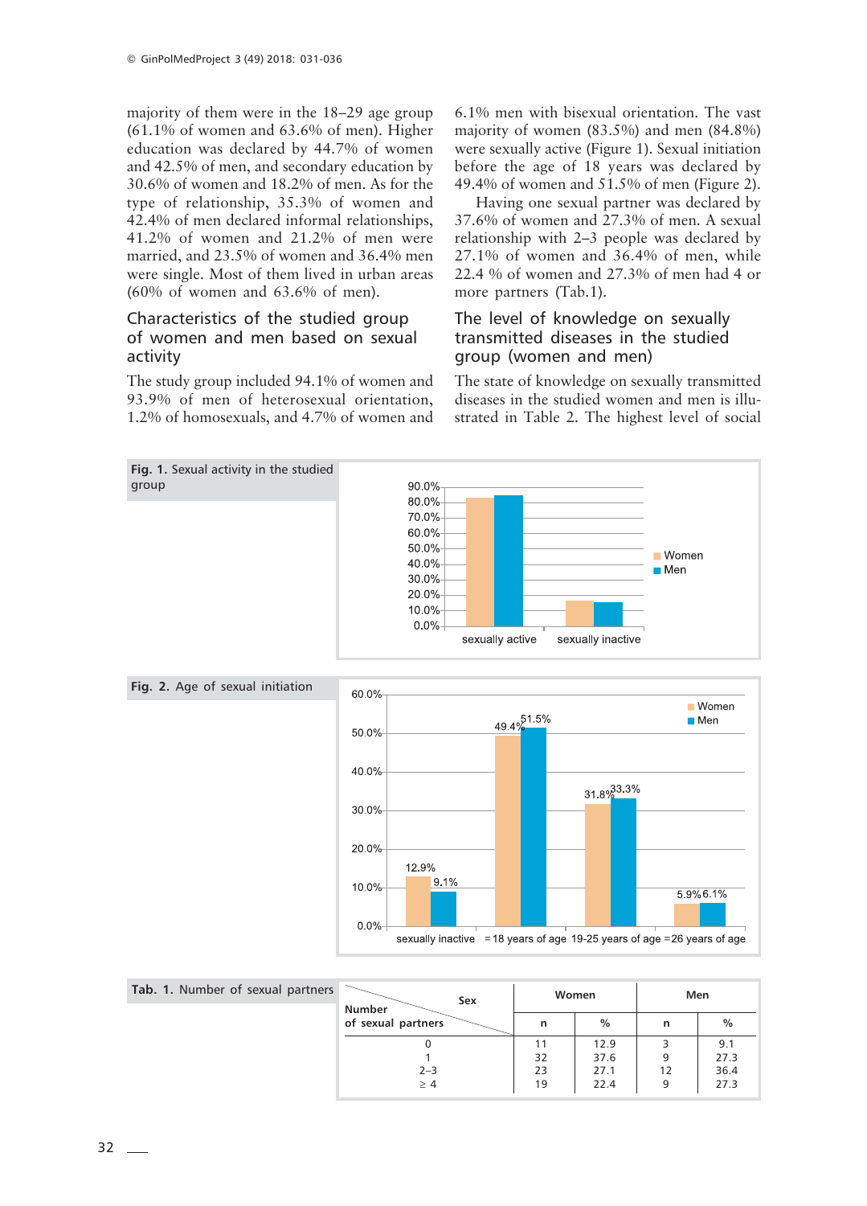majority of them were in the 18–29 age group (61.1% of women and 63.6% of men). Higher education was declared by 44.7% of women and 42.5% of men, and secondary education by 30.6% of women and 18.2% of men. As for the type of relationship, 35.3% of women and 42.4% of men declared informal relationships, 41.2% of women and 21.2% of men were married, and 23.5% of them and 36.4% men were single. Most of them lived in urban areas (60% of women and 63.6% of men).

## Characteristics of the studied group of women and men based on sexual activity

The study group included 94.1% of women and 93.9% of men of heterosexual orientation, 1.2% of homosexuals, and 4.7% of women and 6.1% men with bisexual orientation. The vast majority of women (83.5%) and men (84.8%) were sexually active (Figure 1). Sexual initiation before the age of 18 years was declared by 49.4% of women and 51.5% of men (Figure 2).

Having one sexual partner was declared by 37.6% of women and 27.3% of men. A sexual relationship with 2–3 people was declared by 27.1% of women and 36.4% of men, while 22.4 % of women and 27.3% of men had 4 or more partners (Tab.1).

## The level of knowledge on sexually transmitted diseases in the studied group (women and men)

The state of knowledge on sexually transmitted diseases in the studied women and men is illustrated in Table 2. The highest level of social

**Fig. 1.** Sexual activity in the studied group

**Fig. 2.** Age of sexual initiation

**Tab. 1.** Number of sexual partners

| Number of sexual partners \ Sex | Women | | Men | |
|---|---|---|---|---|
| | n | % | n | % |
| 0 | 11 | 12.9 | 3 | 9.1 |
| 1 | 32 | 37.6 | 9 | 27.3 |
| 2–3 | 23 | 27.1 | 12 | 36.4 |
| ≥ 4 | 19 | 22.4 | 9 | 27.3 |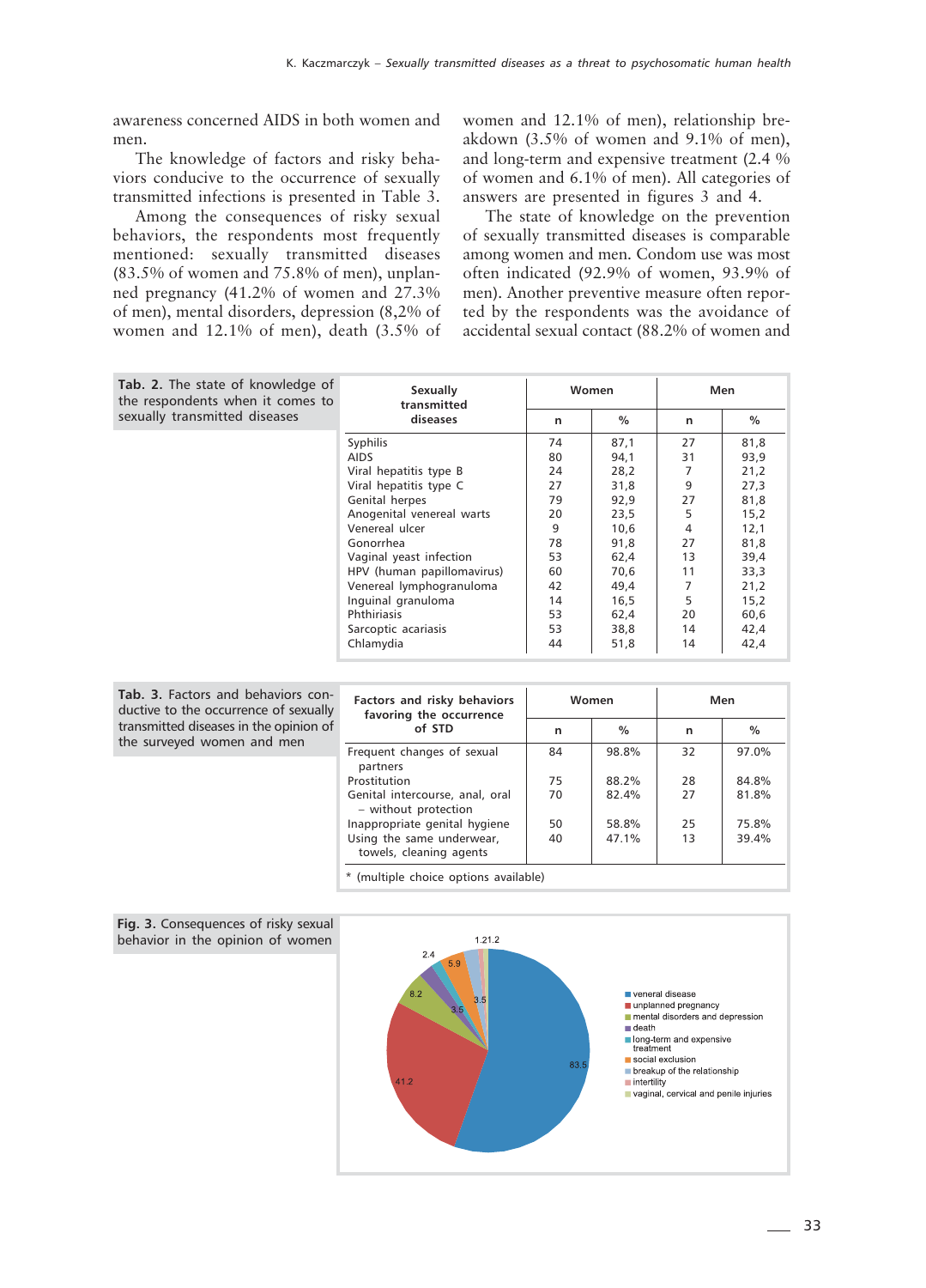awareness concerned AIDS in both women and men.

The knowledge of factors and risky behaviors conducive to the occurrence of sexually transmitted infections is presented in Table 3.

Among the consequences of risky sexual behaviors, the respondents most frequently mentioned: sexually transmitted diseases (83.5% of women and 75.8% of men), unplanned pregnancy (41.2% of women and 27.3% of men), mental disorders, depression (8,2% of women and 12.1% of men), death (3.5% of women and 12.1% of men), relationship breakdown (3.5% of women and 9.1% of men), and long-term and expensive treatment (2.4 % of women and 6.1% of men). All categories of answers are presented in figures 3 and 4.

The state of knowledge on the prevention of sexually transmitted diseases is comparable among women and men. Condom use was most often indicated (92.9% of women, 93.9% of men). Another preventive measure often reported by the respondents was the avoidance of accidental sexual contact (88.2% of women and

**Tab. 2.** The state of knowledge of the respondents when it comes to sexually transmitted diseases

| Sexually transmitted diseases | Women | | Men | |
|---|---|---|---|---|
| | n | % | n | % |
| Syphilis | 74 | 87,1 | 27 | 81,8 |
| AIDS | 80 | 94,1 | 31 | 93,9 |
| Viral hepatitis type B | 24 | 28,2 | 7 | 21,2 |
| Viral hepatitis type C | 27 | 31,8 | 9 | 27,3 |
| Genital herpes | 79 | 92,9 | 27 | 81,8 |
| Anogenital venereal warts | 20 | 23,5 | 5 | 15,2 |
| Venereal ulcer | 9 | 10,6 | 4 | 12,1 |
| Gonorrhea | 78 | 91,8 | 27 | 81,8 |
| Vaginal yeast infection | 53 | 62,4 | 13 | 39,4 |
| HPV (human papillomavirus) | 60 | 70,6 | 11 | 33,3 |
| Venereal lymphogranuloma | 42 | 49,4 | 7 | 21,2 |
| Inguinal granuloma | 14 | 16,5 | 5 | 15,2 |
| Phthiriasis | 53 | 62,4 | 20 | 60,6 |
| Sarcoptic acariasis | 53 | 38,8 | 14 | 42,4 |
| Chlamydia | 44 | 51,8 | 14 | 42,4 |

**Tab. 3.** Factors and behaviors conductive to the occurrence of sexually transmitted diseases in the opinion of the surveyed women and men

| Factors and risky behaviors favoring the occurrence of STD | Women | | Men | |
|---|---|---|---|---|
| | n | % | n | % |
| Frequent changes of sexual partners | 84 | 98.8% | 32 | 97.0% |
| Prostitution | 75 | 88.2% | 28 | 84.8% |
| Genital intercourse, anal, oral – without protection | 70 | 82.4% | 27 | 81.8% |
| Inappropriate genital hygiene | 50 | 58.8% | 25 | 75.8% |
| Using the same underwear, towels, cleaning agents | 40 | 47.1% | 13 | 39.4% |

\* (multiple choice options available)

**Fig. 3.** Consequences of risky sexual behavior in the opinion of women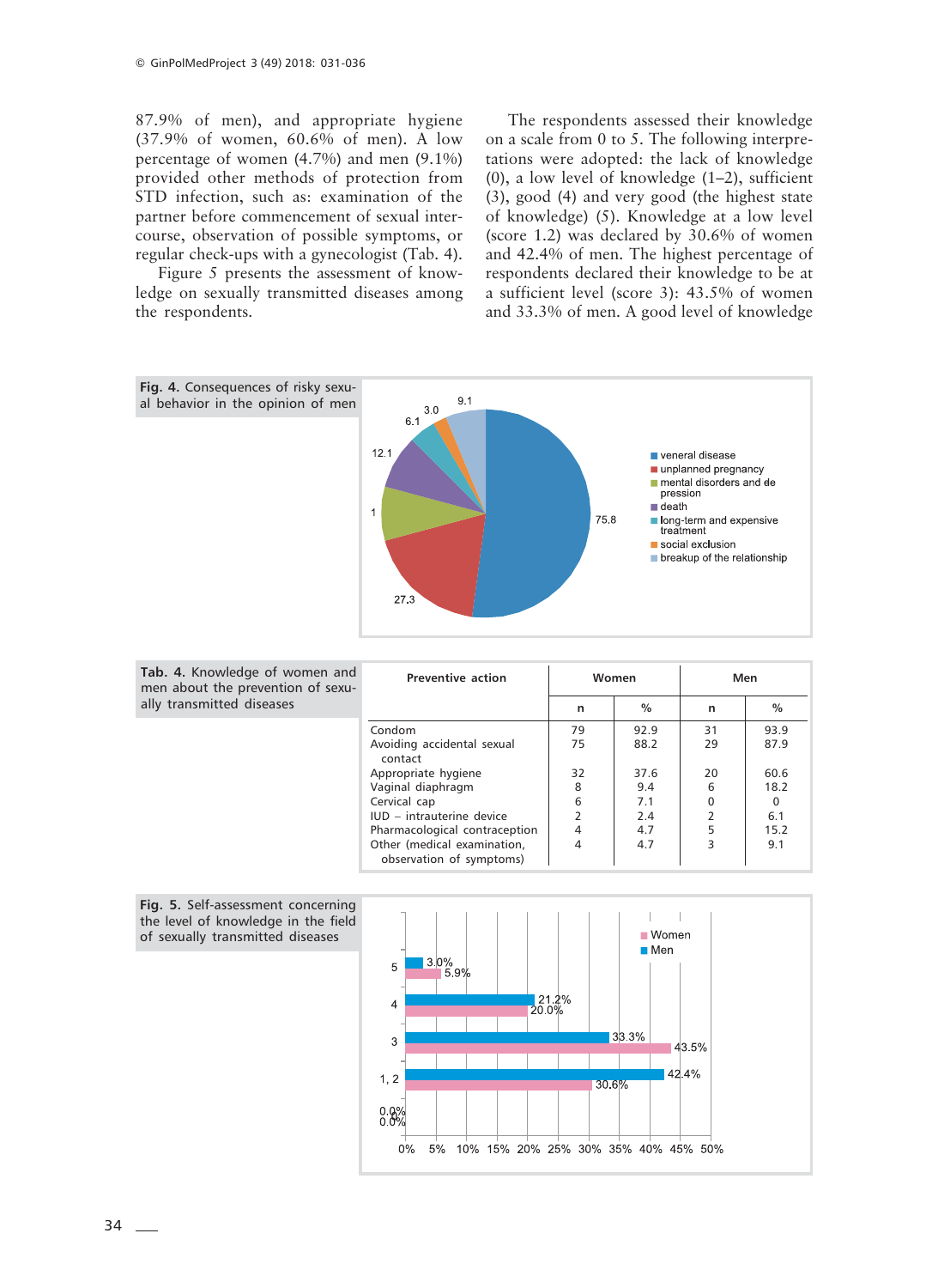87.9% of men), and appropriate hygiene (37.9% of women, 60.6% of men). A low percentage of women (4.7%) and men (9.1%) provided other methods of protection from STD infection, such as: examination of the partner before commencement of sexual intercourse, observation of possible symptoms, or regular check-ups with a gynecologist (Tab. 4).

Figure 5 presents the assessment of knowledge on sexually transmitted diseases among the respondents.

The respondents assessed their knowledge on a scale from 0 to 5. The following interpretations were adopted: the lack of knowledge (0), a low level of knowledge (1–2), sufficient (3), good (4) and very good (the highest state of knowledge) (5). Knowledge at a low level (score 1.2) was declared by 30.6% of women and 42.4% of men. The highest percentage of respondents declared their knowledge to be at a sufficient level (score 3): 43.5% of women and 33.3% of men. A good level of knowledge

**Fig. 4.** Consequences of risky sexual behavior in the opinion of men

**Tab. 4.** Knowledge of women and men about the prevention of sexually transmitted diseases

| Preventive action | Women | | Men | |
|---|---|---|---|---|
| | n | % | n | % |
| Condom | 79 | 92.9 | 31 | 93.9 |
| Avoiding accidental sexual contact | 75 | 88.2 | 29 | 87.9 |
| Appropriate hygiene | 32 | 37.6 | 20 | 60.6 |
| Vaginal diaphragm | 8 | 9.4 | 6 | 18.2 |
| Cervical cap | 6 | 7.1 | 0 | 0 |
| IUD – intrauterine device | 2 | 2.4 | 2 | 6.1 |
| Pharmacological contraception | 4 | 4.7 | 5 | 15.2 |
| Other (medical examination, observation of symptoms) | 4 | 4.7 | 3 | 9.1 |

**Fig. 5.** Self-assessment concerning the level of knowledge in the field of sexually transmitted diseases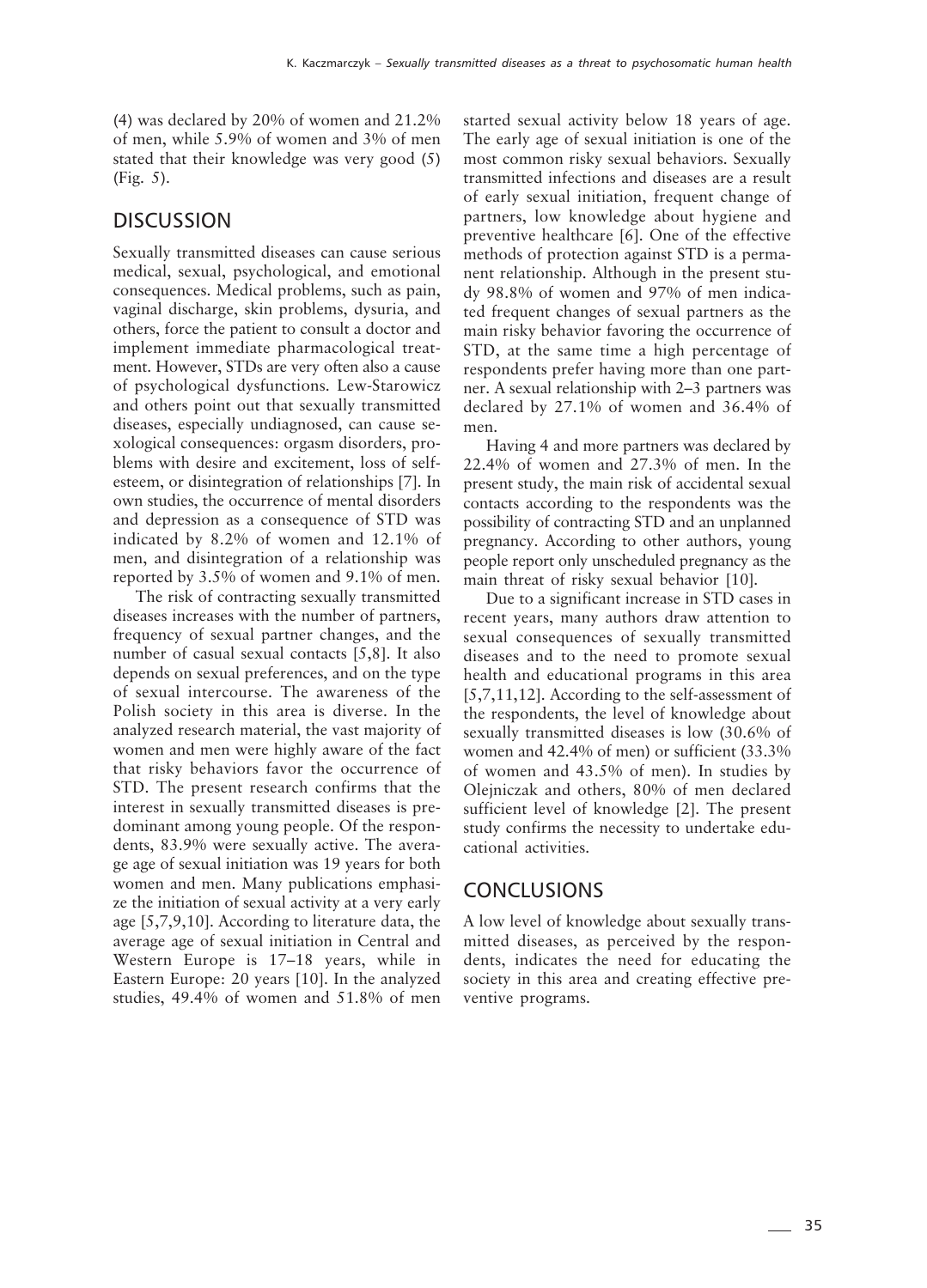(4) was declared by 20% of women and 21.2% of men, while 5.9% of women and 3% of men stated that their knowledge was very good (5) (Fig. 5).

## DISCUSSION

Sexually transmitted diseases can cause serious medical, sexual, psychological, and emotional consequences. Medical problems, such as pain, vaginal discharge, skin problems, dysuria, and others, force the patient to consult a doctor and implement immediate pharmacological treatment. However, STDs are very often also a cause of psychological dysfunctions. Lew-Starowicz and others point out that sexually transmitted diseases, especially undiagnosed, can cause sexological consequences: orgasm disorders, problems with desire and excitement, loss of self-esteem, or disintegration of relationships [7]. In own studies, the occurrence of mental disorders and depression as a consequence of STD was indicated by 8.2% of women and 12.1% of men, and disintegration of a relationship was reported by 3.5% of women and 9.1% of men.

The risk of contracting sexually transmitted diseases increases with the number of partners, frequency of sexual partner changes, and the number of casual sexual contacts [5,8]. It also depends on sexual preferences, and on the type of sexual intercourse. The awareness of the Polish society in this area is diverse. In the analyzed research material, the vast majority of women and men were highly aware of the fact that risky behaviors favor the occurrence of STD. The present research confirms that the interest in sexually transmitted diseases is predominant among young people. Of the respondents, 83.9% were sexually active. The average age of sexual initiation was 19 years for both women and men. Many publications emphasize the initiation of sexual activity at a very early age [5,7,9,10]. According to literature data, the average age of sexual initiation in Central and Western Europe is 17–18 years, while in Eastern Europe: 20 years [10]. In the analyzed studies, 49.4% of women and 51.8% of men started sexual activity below 18 years of age. The early age of sexual initiation is one of the most common risky sexual behaviors. Sexually transmitted infections and diseases are a result of early sexual initiation, frequent change of partners, low knowledge about hygiene and preventive healthcare [6]. One of the effective methods of protection against STD is a permanent relationship. Although in the present study 98.8% of women and 97% of men indicated frequent changes of sexual partners as the main risky behavior favoring the occurrence of STD, at the same time a high percentage of respondents prefer having more than one partner. A sexual relationship with 2–3 partners was declared by 27.1% of women and 36.4% of men.

Having 4 and more partners was declared by 22.4% of women and 27.3% of men. In the present study, the main risk of accidental sexual contacts according to the respondents was the possibility of contracting STD and an unplanned pregnancy. According to other authors, young people report only unscheduled pregnancy as the main threat of risky sexual behavior [10].

Due to a significant increase in STD cases in recent years, many authors draw attention to sexual consequences of sexually transmitted diseases and to the need to promote sexual health and educational programs in this area [5,7,11,12]. According to the self-assessment of the respondents, the level of knowledge about sexually transmitted diseases is low (30.6% of women and 42.4% of men) or sufficient (33.3% of women and 43.5% of men). In studies by Olejniczak and others, 80% of men declared sufficient level of knowledge [2]. The present study confirms the necessity to undertake educational activities.

## CONCLUSIONS

A low level of knowledge about sexually transmitted diseases, as perceived by the respondents, indicates the need for educating the society in this area and creating effective preventive programs.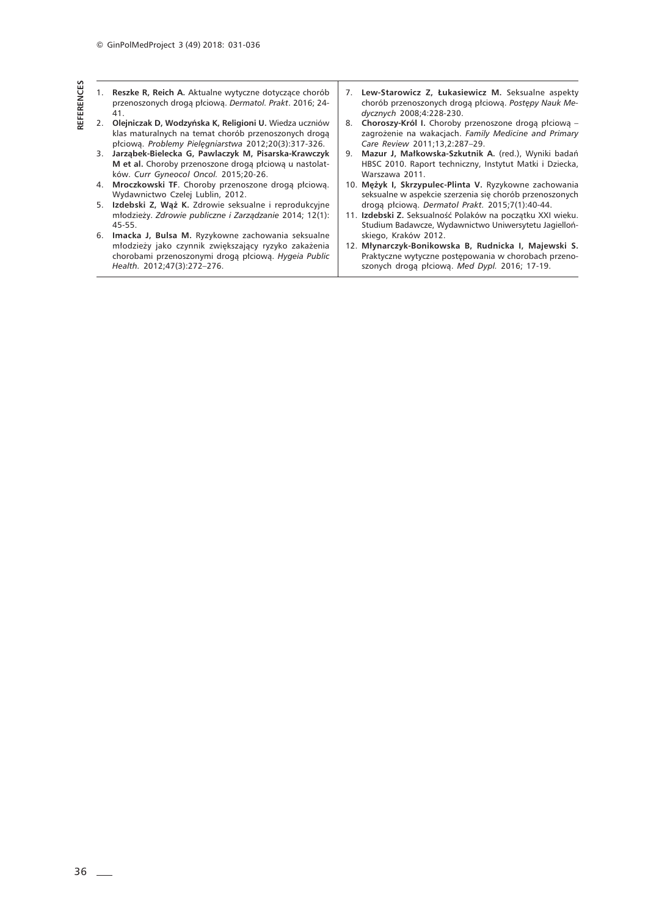## REFERENCES

1. **Reszke R, Reich A.** Aktualne wytyczne dotyczące chorób przenoszonych drogą płciową. *Dermatol. Prakt*. 2016; 24-41.
2. **Olejniczak D, Wodzyńska K, Religioni U.** Wiedza uczniów klas maturalnych na temat chorób przenoszonych drogą płciową. *Problemy Pielęgniarstwa* 2012;20(3):317-326.
3. **Jarząbek-Bielecka G, Pawlaczyk M, Pisarska-Krawczyk M et al.** Choroby przenoszone drogą płciową u nastolatków. *Curr Gyneocol Oncol.* 2015;20-26.
4. **Mroczkowski TF**. Choroby przenoszone drogą płciową. Wydawnictwo Czelej Lublin, 2012.
5. **Izdebski Z, Wąż K.** Zdrowie seksualne i reprodukcyjne młodzieży. *Zdrowie publiczne i Zarządzanie* 2014; 12(1): 45-55.
6. **Imacka J, Bulsa M.** Ryzykowne zachowania seksualne młodzieży jako czynnik zwiększający ryzyko zakażenia chorobami przenoszonymi drogą płciową. *Hygeia Public Health.* 2012;47(3):272–276.
7. **Lew-Starowicz Z, Łukasiewicz M.** Seksualne aspekty chorób przenoszonych drogą płciową. *Postępy Nauk Medycznych* 2008;4:228-230.
8. **Choroszy-Król I.** Choroby przenoszone drogą płciową – zagrożenie na wakacjach. *Family Medicine and Primary Care Review* 2011;13,2:287–29.
9. **Mazur J, Małkowska-Szkutnik A.** (red.), Wyniki badań HBSC 2010. Raport techniczny, Instytut Matki i Dziecka, Warszawa 2011.
10. **Mężyk I, Skrzypulec-Plinta V.** Ryzykowne zachowania seksualne w aspekcie szerzenia się chorób przenoszonych drogą płciową. *Dermatol Prakt.* 2015;7(1):40-44.
11. **Izdebski Z.** Seksualność Polaków na początku XXI wieku. Studium Badawcze, Wydawnictwo Uniwersytetu Jagiellońskiego, Kraków 2012.
12. **Młynarczyk-Bonikowska B, Rudnicka I, Majewski S.** Praktyczne wytyczne postępowania w chorobach przenoszonych drogą płciową. *Med Dypl.* 2016; 17-19.